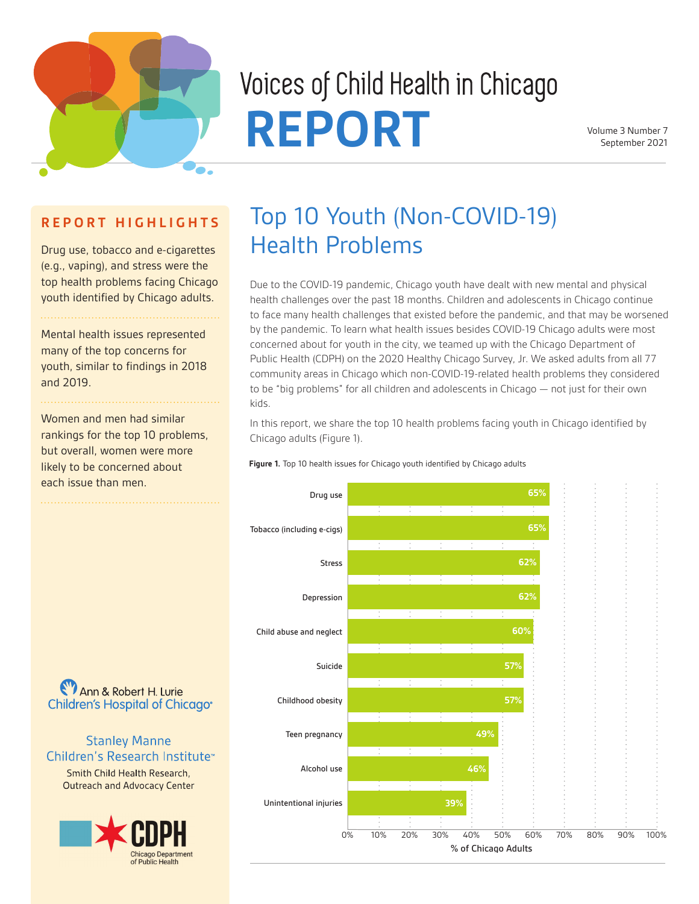# Voices of Child Health in Chicago REPORT

Volume 3 Number 7
September 2021

## REPORT HIGHLIGHTS

Drug use, tobacco and e-cigarettes (e.g., vaping), and stress were the top health problems facing Chicago youth identified by Chicago adults.

Mental health issues represented many of the top concerns for youth, similar to findings in 2018 and 2019.

Women and men had similar rankings for the top 10 problems, but overall, women were more likely to be concerned about each issue than men.

Ann & Robert H. Lurie Children's Hospital of Chicago

Stanley Manne Children's Research Institute
Smith Child Health Research, Outreach and Advocacy Center

CDPH Chicago Department of Public Health

# Top 10 Youth (Non-COVID-19) Health Problems

Due to the COVID-19 pandemic, Chicago youth have dealt with new mental and physical health challenges over the past 18 months. Children and adolescents in Chicago continue to face many health challenges that existed before the pandemic, and that may be worsened by the pandemic. To learn what health issues besides COVID-19 Chicago adults were most concerned about for youth in the city, we teamed up with the Chicago Department of Public Health (CDPH) on the 2020 Healthy Chicago Survey, Jr. We asked adults from all 77 community areas in Chicago which non-COVID-19-related health problems they considered to be "big problems" for all children and adolescents in Chicago — not just for their own kids.

In this report, we share the top 10 health problems facing youth in Chicago identified by Chicago adults (Figure 1).

**Figure 1.** Top 10 health issues for Chicago youth identified by Chicago adults

| Health issue | % of Chicago Adults |
|---|---|
| Drug use | 65% |
| Tobacco (including e-cigs) | 65% |
| Stress | 62% |
| Depression | 62% |
| Child abuse and neglect | 60% |
| Suicide | 57% |
| Childhood obesity | 57% |
| Teen pregnancy | 49% |
| Alcohol use | 46% |
| Unintentional injuries | 39% |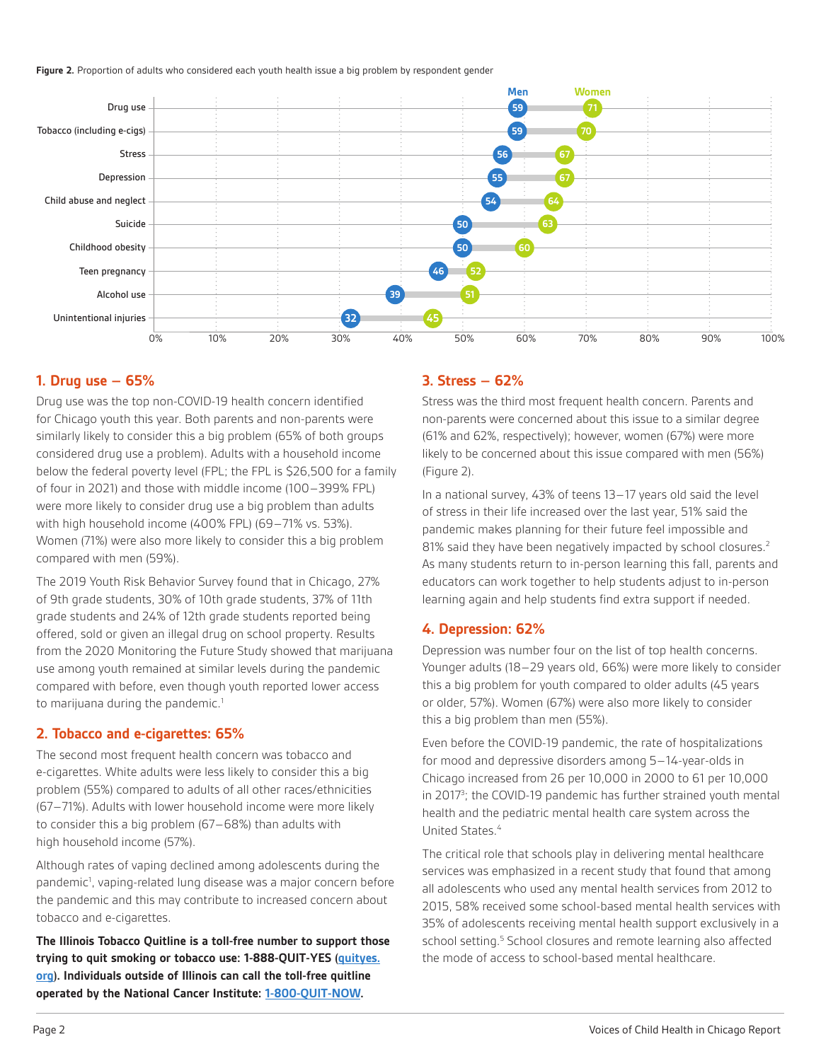**Figure 2.** Proportion of adults who considered each youth health issue a big problem by respondent gender

| Youth health issue | Men | Women |
| --- | --- | --- |
| Drug use | 59 | 71 |
| Tobacco (including e-cigs) | 59 | 70 |
| Stress | 56 | 67 |
| Depression | 55 | 67 |
| Child abuse and neglect | 54 | 64 |
| Suicide | 50 | 63 |
| Childhood obesity | 50 | 60 |
| Teen pregnancy | 46 | 52 |
| Alcohol use | 39 | 51 |
| Unintentional injuries | 32 | 45 |

## 1. Drug use – 65%

Drug use was the top non-COVID-19 health concern identified for Chicago youth this year. Both parents and non-parents were similarly likely to consider this a big problem (65% of both groups considered drug use a problem). Adults with a household income below the federal poverty level (FPL; the FPL is $26,500 for a family of four in 2021) and those with middle income (100–399% FPL) were more likely to consider drug use a big problem than adults with high household income (400% FPL) (69–71% vs. 53%). Women (71%) were also more likely to consider this a big problem compared with men (59%).

The 2019 Youth Risk Behavior Survey found that in Chicago, 27% of 9th grade students, 30% of 10th grade students, 37% of 11th grade students and 24% of 12th grade students reported being offered, sold or given an illegal drug on school property. Results from the 2020 Monitoring the Future Study showed that marijuana use among youth remained at similar levels during the pandemic compared with before, even though youth reported lower access to marijuana during the pandemic.[1]

## 2. Tobacco and e-cigarettes: 65%

The second most frequent health concern was tobacco and e-cigarettes. White adults were less likely to consider this a big problem (55%) compared to adults of all other races/ethnicities (67–71%). Adults with lower household income were more likely to consider this a big problem (67–68%) than adults with high household income (57%).

Although rates of vaping declined among adolescents during the pandemic[1], vaping-related lung disease was a major concern before the pandemic and this may contribute to increased concern about tobacco and e-cigarettes.

**The Illinois Tobacco Quitline is a toll-free number to support those trying to quit smoking or tobacco use: 1-888-QUIT-YES (quityes.org). Individuals outside of Illinois can call the toll-free quitline operated by the National Cancer Institute: 1-800-QUIT-NOW.**

## 3. Stress – 62%

Stress was the third most frequent health concern. Parents and non-parents were concerned about this issue to a similar degree (61% and 62%, respectively); however, women (67%) were more likely to be concerned about this issue compared with men (56%) (Figure 2).

In a national survey, 43% of teens 13–17 years old said the level of stress in their life increased over the last year, 51% said the pandemic makes planning for their future feel impossible and 81% said they have been negatively impacted by school closures.[2] As many students return to in-person learning this fall, parents and educators can work together to help students adjust to in-person learning again and help students find extra support if needed.

## 4. Depression: 62%

Depression was number four on the list of top health concerns. Younger adults (18–29 years old, 66%) were more likely to consider this a big problem for youth compared to older adults (45 years or older, 57%). Women (67%) were also more likely to consider this a big problem than men (55%).

Even before the COVID-19 pandemic, the rate of hospitalizations for mood and depressive disorders among 5–14-year-olds in Chicago increased from 26 per 10,000 in 2000 to 61 per 10,000 in 2017[3]; the COVID-19 pandemic has further strained youth mental health and the pediatric mental health care system across the United States.[4]

The critical role that schools play in delivering mental healthcare services was emphasized in a recent study that found that among all adolescents who used any mental health services from 2012 to 2015, 58% received some school-based mental health services with 35% of adolescents receiving mental health support exclusively in a school setting.[5] School closures and remote learning also affected the mode of access to school-based mental healthcare.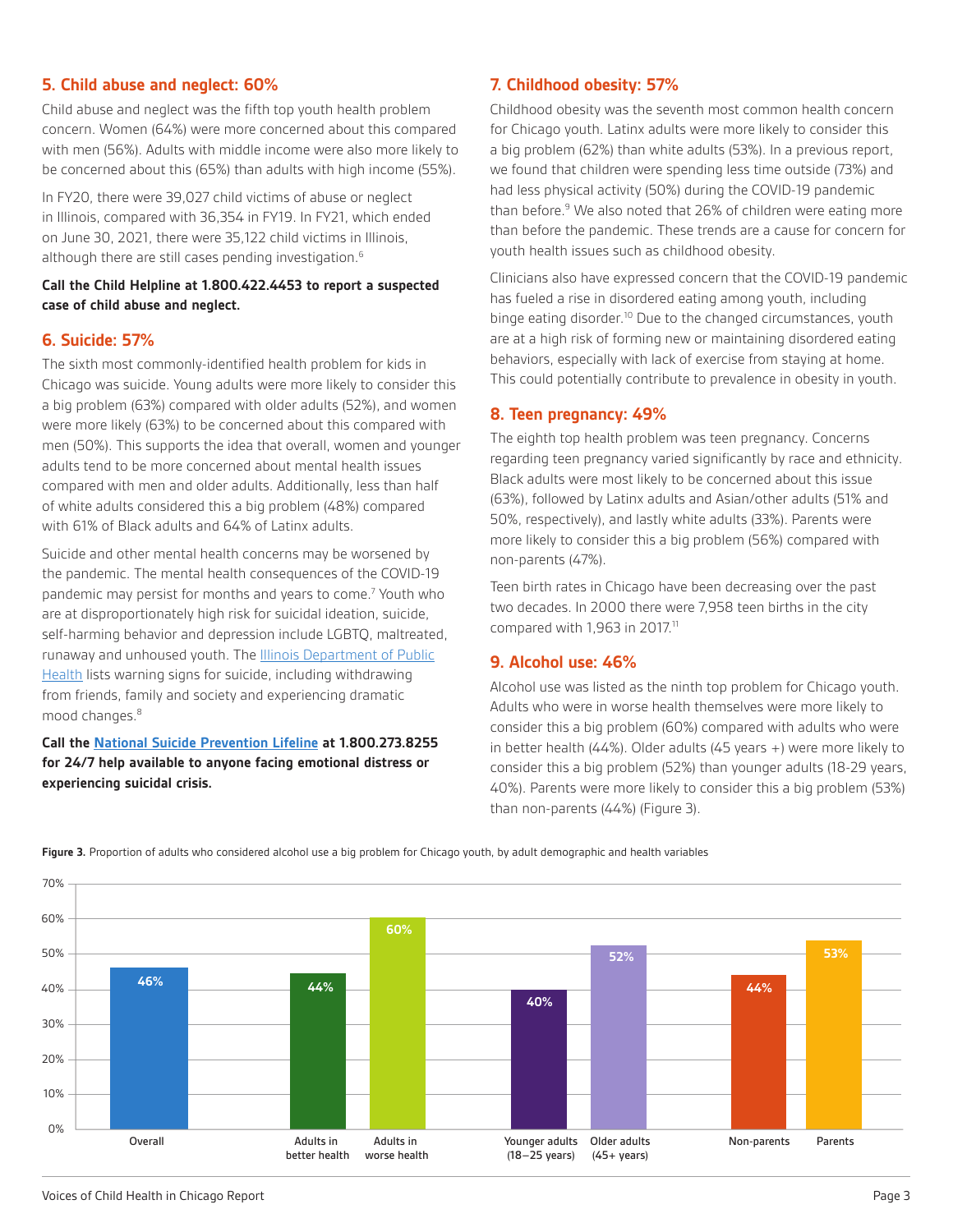## 5. Child abuse and neglect: 60%

Child abuse and neglect was the fifth top youth health problem concern. Women (64%) were more concerned about this compared with men (56%). Adults with middle income were also more likely to be concerned about this (65%) than adults with high income (55%).

In FY20, there were 39,027 child victims of abuse or neglect in Illinois, compared with 36,354 in FY19. In FY21, which ended on June 30, 2021, there were 35,122 child victims in Illinois, although there are still cases pending investigation.[6]

**Call the Child Helpline at 1.800.422.4453 to report a suspected case of child abuse and neglect.**

## 6. Suicide: 57%

The sixth most commonly-identified health problem for kids in Chicago was suicide. Young adults were more likely to consider this a big problem (63%) compared with older adults (52%), and women were more likely (63%) to be concerned about this compared with men (50%). This supports the idea that overall, women and younger adults tend to be more concerned about mental health issues compared with men and older adults. Additionally, less than half of white adults considered this a big problem (48%) compared with 61% of Black adults and 64% of Latinx adults.

Suicide and other mental health concerns may be worsened by the pandemic. The mental health consequences of the COVID-19 pandemic may persist for months and years to come.[7] Youth who are at disproportionately high risk for suicidal ideation, suicide, self-harming behavior and depression include LGBTQ, maltreated, runaway and unhoused youth. The Illinois Department of Public Health lists warning signs for suicide, including withdrawing from friends, family and society and experiencing dramatic mood changes.[8]

**Call the National Suicide Prevention Lifeline at 1.800.273.8255 for 24/7 help available to anyone facing emotional distress or experiencing suicidal crisis.**

## 7. Childhood obesity: 57%

Childhood obesity was the seventh most common health concern for Chicago youth. Latinx adults were more likely to consider this a big problem (62%) than white adults (53%). In a previous report, we found that children were spending less time outside (73%) and had less physical activity (50%) during the COVID-19 pandemic than before.[9] We also noted that 26% of children were eating more than before the pandemic. These trends are a cause for concern for youth health issues such as childhood obesity.

Clinicians also have expressed concern that the COVID-19 pandemic has fueled a rise in disordered eating among youth, including binge eating disorder.[10] Due to the changed circumstances, youth are at a high risk of forming new or maintaining disordered eating behaviors, especially with lack of exercise from staying at home. This could potentially contribute to prevalence in obesity in youth.

## 8. Teen pregnancy: 49%

The eighth top health problem was teen pregnancy. Concerns regarding teen pregnancy varied significantly by race and ethnicity. Black adults were most likely to be concerned about this issue (63%), followed by Latinx adults and Asian/other adults (51% and 50%, respectively), and lastly white adults (33%). Parents were more likely to consider this a big problem (56%) compared with non-parents (47%).

Teen birth rates in Chicago have been decreasing over the past two decades. In 2000 there were 7,958 teen births in the city compared with 1,963 in 2017.[11]

## 9. Alcohol use: 46%

Alcohol use was listed as the ninth top problem for Chicago youth. Adults who were in worse health themselves were more likely to consider this a big problem (60%) compared with adults who were in better health (44%). Older adults (45 years +) were more likely to consider this a big problem (52%) than younger adults (18-29 years, 40%). Parents were more likely to consider this a big problem (53%) than non-parents (44%) (Figure 3).

**Figure 3.** Proportion of adults who considered alcohol use a big problem for Chicago youth, by adult demographic and health variables

| Group | Percent |
|---|---|
| Overall | 46% |
| Adults in better health | 44% |
| Adults in worse health | 60% |
| Younger adults (18–25 years) | 40% |
| Older adults (45+ years) | 52% |
| Non-parents | 44% |
| Parents | 53% |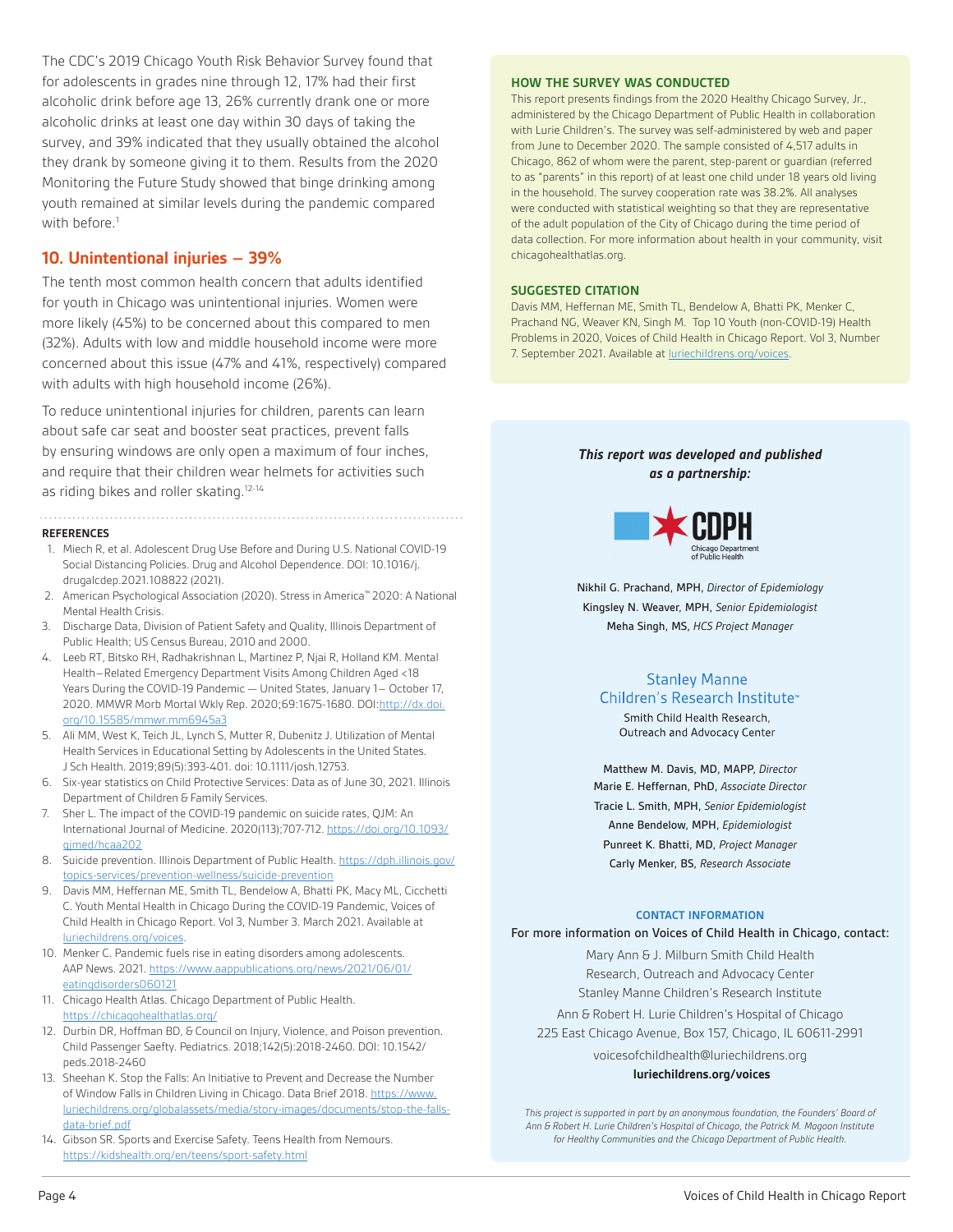The CDC's 2019 Chicago Youth Risk Behavior Survey found that for adolescents in grades nine through 12, 17% had their first alcoholic drink before age 13, 26% currently drank one or more alcoholic drinks at least one day within 30 days of taking the survey, and 39% indicated that they usually obtained the alcohol they drank by someone giving it to them. Results from the 2020 Monitoring the Future Study showed that binge drinking among youth remained at similar levels during the pandemic compared with before.[1]

## 10. Unintentional injuries – 39%

The tenth most common health concern that adults identified for youth in Chicago was unintentional injuries. Women were more likely (45%) to be concerned about this compared to men (32%). Adults with low and middle household income were more concerned about this issue (47% and 41%, respectively) compared with adults with high household income (26%).

To reduce unintentional injuries for children, parents can learn about safe car seat and booster seat practices, prevent falls by ensuring windows are only open a maximum of four inches, and require that their children wear helmets for activities such as riding bikes and roller skating.[12-14]

### REFERENCES

1. Miech R, et al. Adolescent Drug Use Before and During U.S. National COVID-19 Social Distancing Policies. Drug and Alcohol Dependence. DOI: 10.1016/j.drugalcdep.2021.108822 (2021).
2. American Psychological Association (2020). Stress in America™ 2020: A National Mental Health Crisis.
3. Discharge Data, Division of Patient Safety and Quality, Illinois Department of Public Health; US Census Bureau, 2010 and 2000.
4. Leeb RT, Bitsko RH, Radhakrishnan L, Martinez P, Njai R, Holland KM. Mental Health–Related Emergency Department Visits Among Children Aged <18 Years During the COVID-19 Pandemic — United States, January 1– October 17, 2020. MMWR Morb Mortal Wkly Rep. 2020;69:1675-1680. DOI:http://dx.doi.org/10.15585/mmwr.mm6945a3
5. Ali MM, West K, Teich JL, Lynch S, Mutter R, Dubenitz J. Utilization of Mental Health Services in Educational Setting by Adolescents in the United States. J Sch Health. 2019;89(5):393-401. doi: 10.1111/josh.12753.
6. Six-year statistics on Child Protective Services: Data as of June 30, 2021. Illinois Department of Children & Family Services.
7. Sher L. The impact of the COVID-19 pandemic on suicide rates, QJM: An International Journal of Medicine. 2020(113);707-712. https://doi.org/10.1093/qjmed/hcaa202
8. Suicide prevention. Illinois Department of Public Health. https://dph.illinois.gov/topics-services/prevention-wellness/suicide-prevention
9. Davis MM, Heffernan ME, Smith TL, Bendelow A, Bhatti PK, Macy ML, Cicchetti C. Youth Mental Health in Chicago During the COVID-19 Pandemic, Voices of Child Health in Chicago Report. Vol 3, Number 3. March 2021. Available at luriechildrens.org/voices.
10. Menker C. Pandemic fuels rise in eating disorders among adolescents. AAP News. 2021. https://www.aappublications.org/news/2021/06/01/eatingdisorders060121
11. Chicago Health Atlas. Chicago Department of Public Health. https://chicagohealthatlas.org/
12. Durbin DR, Hoffman BD, & Council on Injury, Violence, and Poison prevention. Child Passenger Saefty. Pediatrics. 2018;142(5):2018-2460. DOI: 10.1542/peds.2018-2460
13. Sheehan K. Stop the Falls: An Initiative to Prevent and Decrease the Number of Window Falls in Children Living in Chicago. Data Brief 2018. https://www.luriechildrens.org/globalassets/media/story-images/documents/stop-the-falls-data-brief.pdf
14. Gibson SR. Sports and Exercise Safety. Teens Health from Nemours. https://kidshealth.org/en/teens/sport-safety.html

### HOW THE SURVEY WAS CONDUCTED

This report presents findings from the 2020 Healthy Chicago Survey, Jr., administered by the Chicago Department of Public Health in collaboration with Lurie Children's. The survey was self-administered by web and paper from June to December 2020. The sample consisted of 4,517 adults in Chicago, 862 of whom were the parent, step-parent or guardian (referred to as "parents" in this report) of at least one child under 18 years old living in the household. The survey cooperation rate was 38.2%. All analyses were conducted with statistical weighting so that they are representative of the adult population of the City of Chicago during the time period of data collection. For more information about health in your community, visit chicagohealthatlas.org.

### SUGGESTED CITATION

Davis MM, Heffernan ME, Smith TL, Bendelow A, Bhatti PK, Menker C, Prachand NG, Weaver KN, Singh M. Top 10 Youth (non-COVID-19) Health Problems in 2020, Voices of Child Health in Chicago Report. Vol 3, Number 7. September 2021. Available at luriechildrens.org/voices.

***This report was developed and published as a partnership:***

CDPH
Chicago Department of Public Health

Nikhil G. Prachand, MPH, *Director of Epidemiology*
Kingsley N. Weaver, MPH, *Senior Epidemiologist*
Meha Singh, MS, *HCS Project Manager*

Stanley Manne Children's Research Institute™
Smith Child Health Research, Outreach and Advocacy Center

Matthew M. Davis, MD, MAPP, *Director*
Marie E. Heffernan, PhD, *Associate Director*
Tracie L. Smith, MPH, *Senior Epidemiologist*
Anne Bendelow, MPH, *Epidemiologist*
Punreet K. Bhatti, MD, *Project Manager*
Carly Menker, BS, *Research Associate*

### CONTACT INFORMATION

For more information on Voices of Child Health in Chicago, contact:

Mary Ann & J. Milburn Smith Child Health Research, Outreach and Advocacy Center
Stanley Manne Children's Research Institute
Ann & Robert H. Lurie Children's Hospital of Chicago
225 East Chicago Avenue, Box 157, Chicago, IL 60611-2991
voicesofchildhealth@luriechildrens.org
**luriechildrens.org/voices**

*This project is supported in part by an anonymous foundation, the Founders' Board of Ann & Robert H. Lurie Children's Hospital of Chicago, the Patrick M. Magoon Institute for Healthy Communities and the Chicago Department of Public Health.*